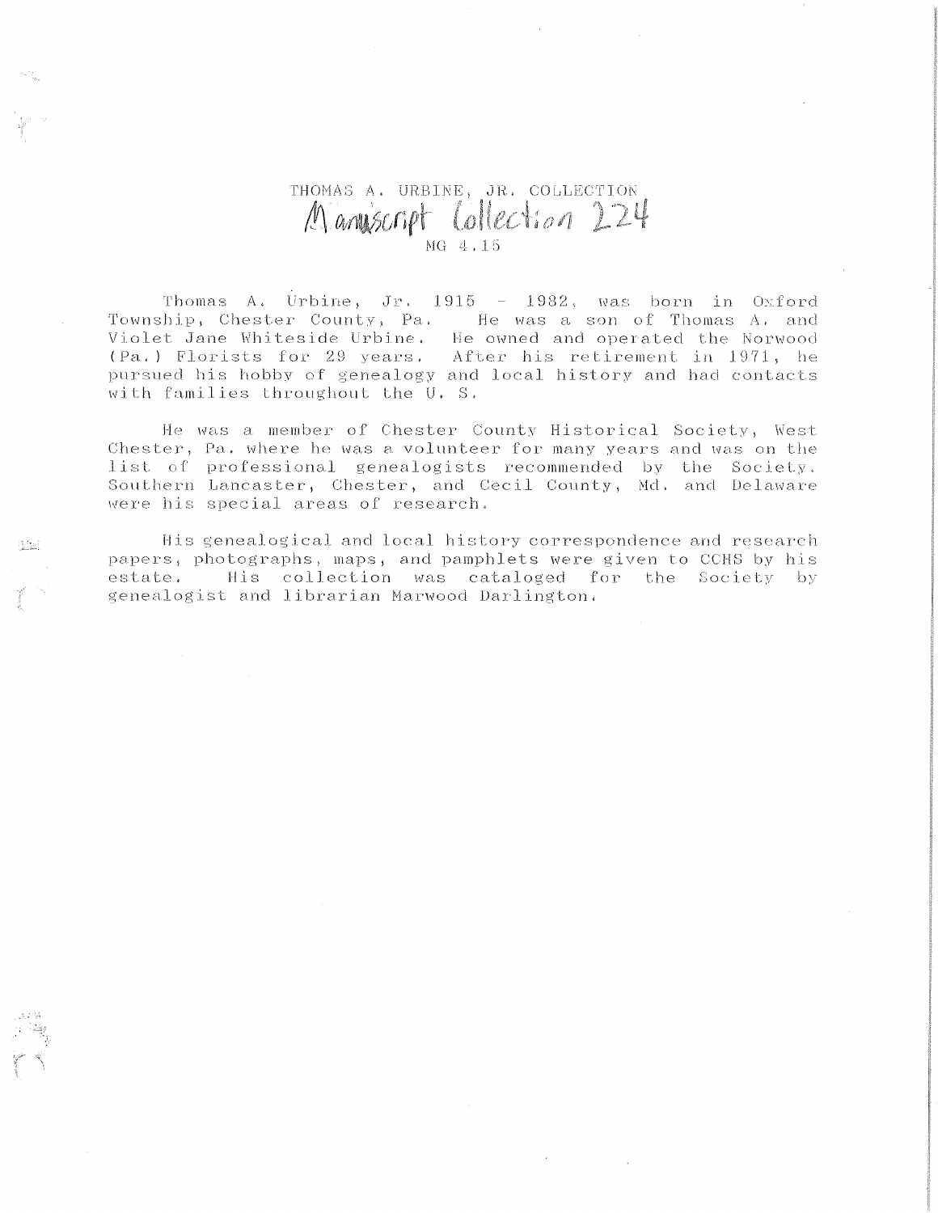# THOMAS A. URBINE, JR. COLLECTION

## Manuscript Collection 224

MG 4.15

Thomas A. Urbine, Jr. 1915 - 1982, was born in Oxford Township, Chester County, Pa. He was a son of Thomas A. and Violet Jane Whiteside Urbine. He owned and operated the Norwood (Pa.) Florists for 29 years. After his retirement in 1971, he pursued his hobby of genealogy and local history and had contacts with families throughout the U. S.

He was a member of Chester County Historical Society, West Chester, Pa. where he was a volunteer for many years and was on the list of professional genealogists recommended by the Society. Southern Lancaster, Chester, and Cecil County, Md. and Delaware were his special areas of research.

His genealogical and local history correspondence and research papers, photographs, maps, and pamphlets were given to CCHS by his estate. His collection was cataloged for the Society by genealogist and librarian Marwood Darlington.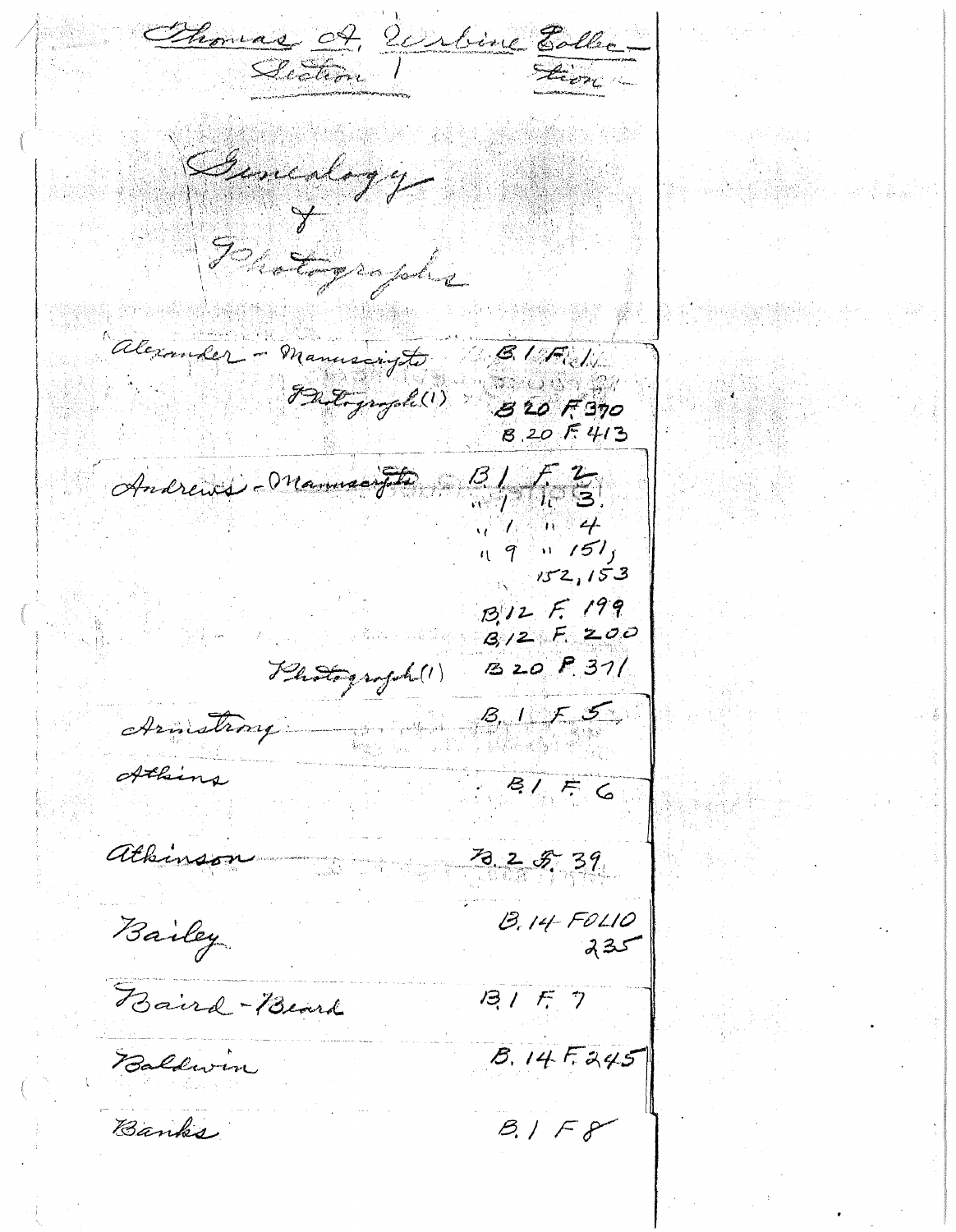Thomas A. Urbine Collection
Section 1

Genealogy
&
Photographs

| Name | Type | Location |
| --- | --- | --- |
| Alexander | Manuscripts | B.1 F.1 |
| | Photograph(1) | B 20 F 370 |
| | | B.20 F.413 |
| Andrews | Manuscripts | B 1 F 2 |
| | | " 1 " 3 |
| | | " 1 " 4 |
| | | " 9 " 151, 152, 153 |
| | | B.12 F. 199 |
| | | B.12 F. 200 |
| | Photograph(1) | B 20 F. 371 |
| Armstrong | | B. 1 F. 5 |
| Atkins | | B.1 F. 6 |
| Atkinson | | B. 2 F. 39 |
| Bailey | | B. 14 FOLIO 235 |
| Baird - Beard | | B.1 F. 7 |
| Baldwin | | B. 14 F. 245 |
| Banks | | B.1 F 8 |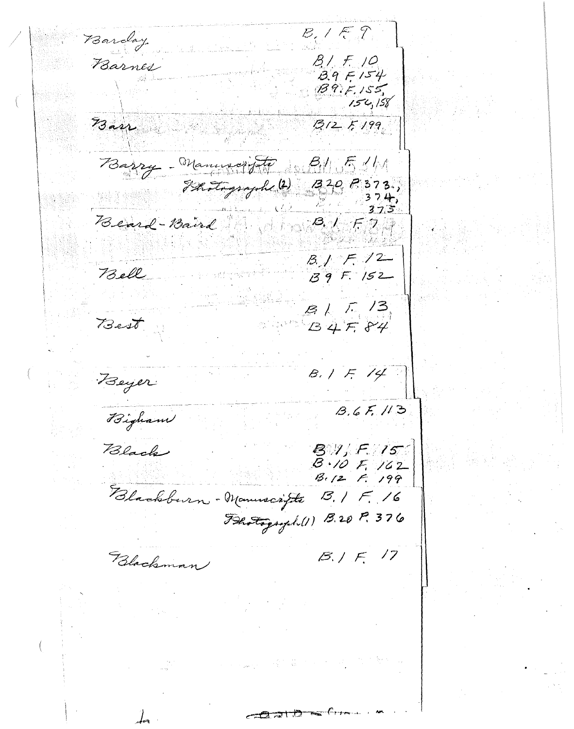| Name | Location |
| --- | --- |
| Barclay | B. 1 F. 9 |
| Barnes | B1 F. 10<br>B.9 F.154<br>B9. F.155, 156, 158 |
| Barr | B12 F. 199 |
| Barry - Manuscripts | B. 1 F. 11 |
| Photographs (2) | B20 P. 373, 374, 375 |
| Beard - Baird | B. 1 F. 7 |
| Bell | B. 1 F. 12<br>B9 F. 152 |
| Best | B1 F. 13<br>B4 F. 84 |
| Beyer | B. 1 F. 14 |
| Bigham | B. 6 F. 113 |
| Black | B. 1, F. 15<br>B. 10 F. 162<br>B. 12 F. 199 |
| Blackburn - Manuscripts | B. 1 F. 16 |
| Photograph (1) | B. 20 P. 376 |
| Blackman | B. 1 F. 17 |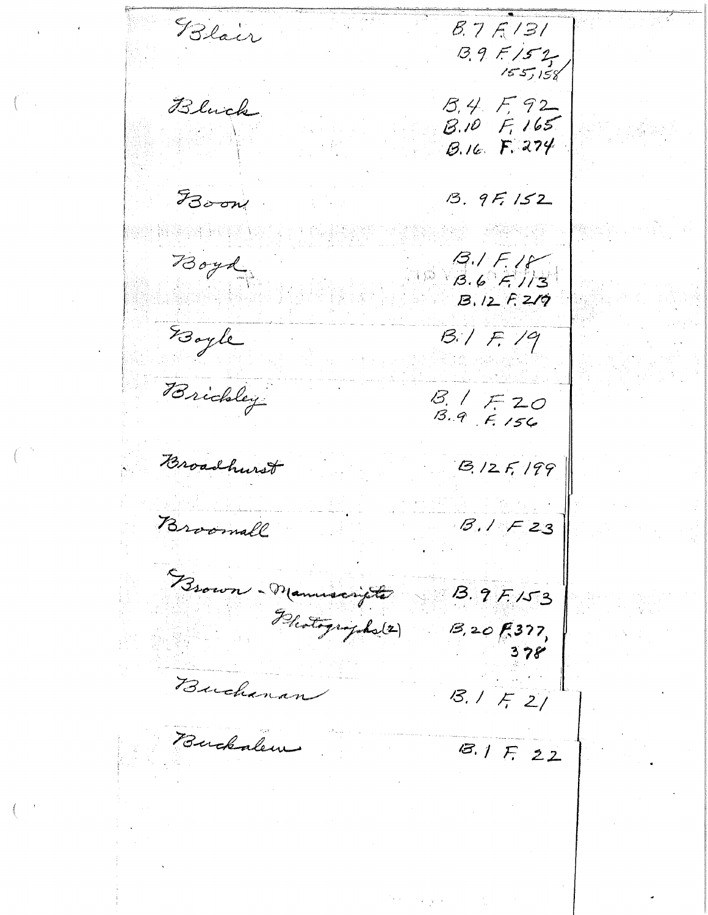| | |
|---|---|
| Blair | B.7 F.131<br>B.9 F.152, 155, 158 |
| Bluck | B.4 F.92<br>B.10 F.165<br>B.16 F.274 |
| Boon | B.9 F.152 |
| Boyd | B.1 F.18<br>B.6 F.113<br>B.12 F.219 |
| Boyle | B.1 F.19 |
| Brickley | B.1 F.20<br>B.9 F.156 |
| Broadhurst | B.12 F.199 |
| Broomall | B.1 F.23 |
| Brown - Manuscripts<br>Photographs (2) | B.9 F.153<br>B.20 F.377, 378 |
| Buchanan | B.1 F.21 |
| Buckalew | B.1 F.22 |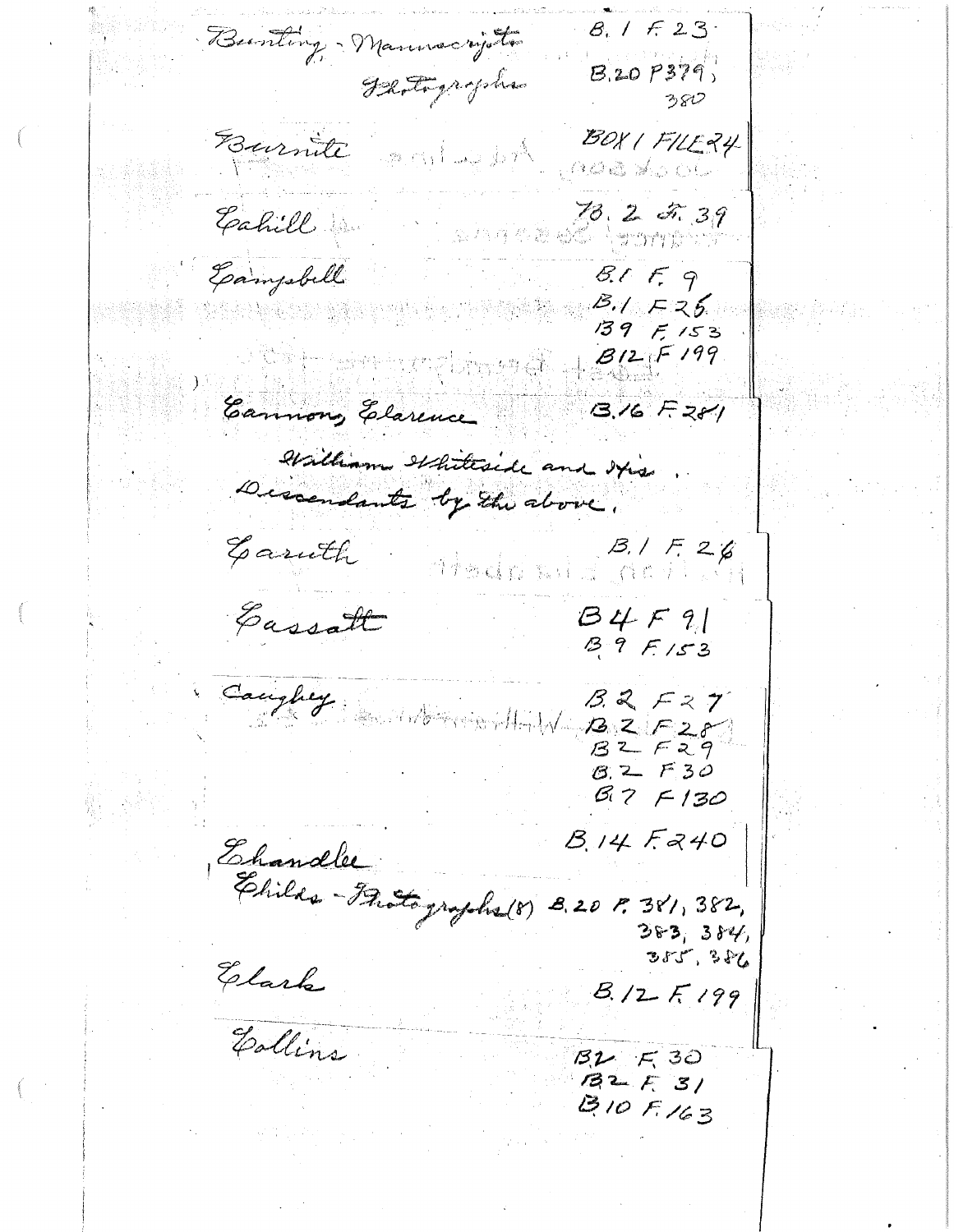| Name | Location |
|---|---|
| Bunting - Manuscripts | B. 1 F. 23 |
| Photographs | B. 20 P 379, 380 |
| Burnite | BOX 1 FILE 24 |
| Cahill | B. 2 F. 39 |
| Campbell | B. 1 F. 9 |
| | B. 1 F. 26 |
| | B 9 F. 153 |
| | B 12 F 199 |
| Cannon, Clarence | B. 16 F. 281 |

William Whiteside and His Descendants by the above.

| Name | Location |
|---|---|
| Caruth | B. 1 F. 26 |
| Cassatt | B 4 F 91 |
| | B 9 F. 153 |
| Caughey | B. 2 F 27 |
| | B. 2 F 28 |
| | B 2 F 29 |
| | B. 2 F 30 |
| | B. 7 F 130 |
| Chandlee | B. 14 F. 240 |
| Childs - Photographs (8) | B. 20 P. 381, 382, 383, 384, 385, 386 |
| Clark | B. 12 F. 199 |
| Collins | B 2 F. 30 |
| | B 2 F. 31 |
| | B. 10 F. 163 |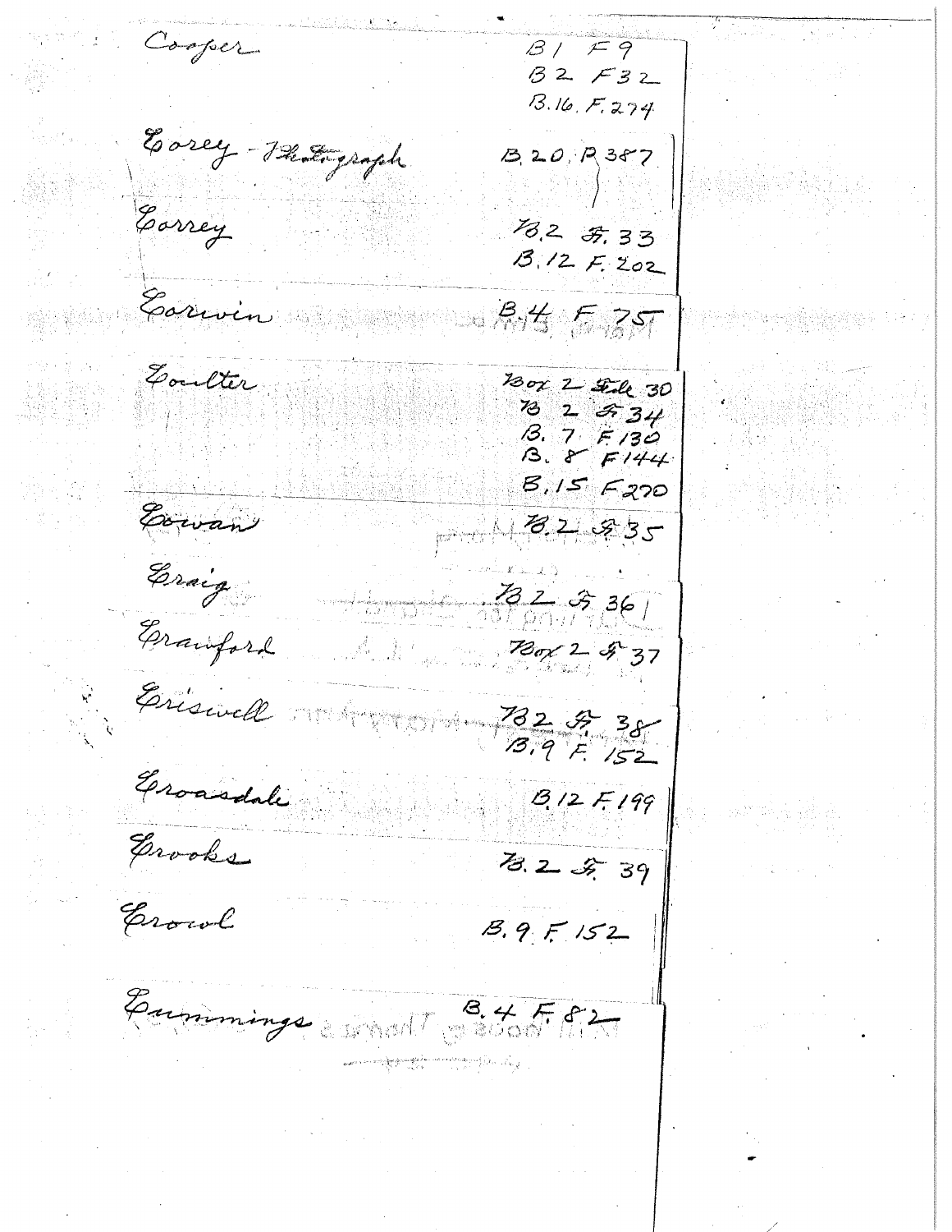| Name | Location |
|---|---|
| Cooper | B1 F9<br>B2 F32<br>B.16. F.274 |
| Corey - Photograph | B.20. P.387 |
| Correy | B.2 F. 33<br>B.12 F. 202 |
| Corwin | B.4 F 75 |
| Coulter | Box 2 File 30<br>B 2 F 34<br>B. 7 F 130<br>B. 8 F 144<br>B. 15 F 270 |
| Cowan | B.2 F. 35 |
| Craig | B 2 F. 36 |
| Crawford | Box 2 F 37 |
| Criswell | B 2 F. 38<br>B. 9 F. 152 |
| Croasdale | B.12 F. 199 |
| Crooks | B. 2 F. 39 |
| Crowl | B. 9. F. 152 |
| Cummings | B. 4 F. 82 |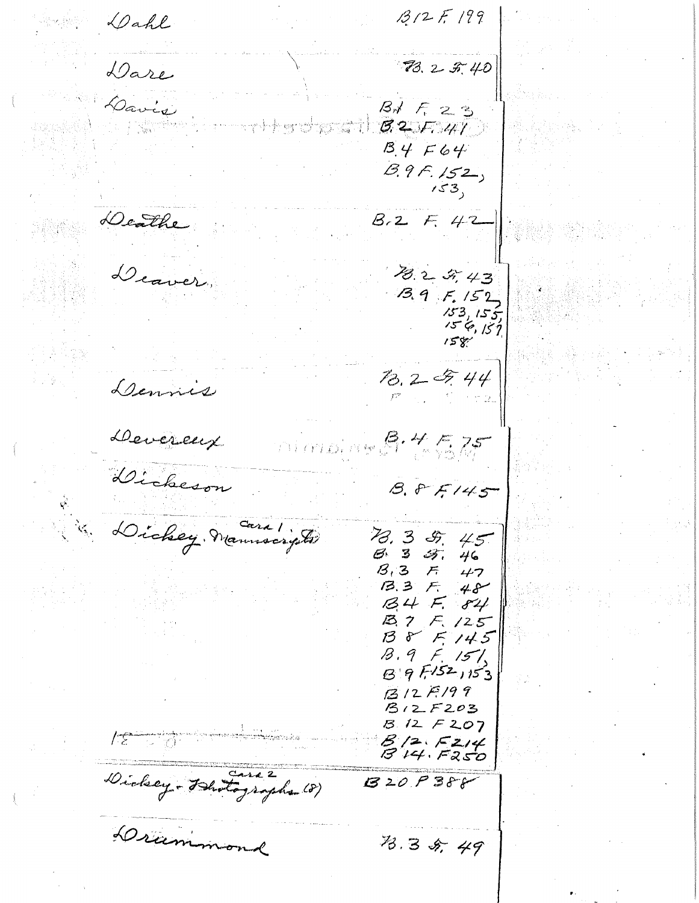| Name | Location |
| --- | --- |
| Dahl | B.12 F.199 |
| Dare | B.2 F.40 |
| Davis | B.1 F.23<br>B.2 F.41<br>B.4 F64<br>B.9 F.152, 153, |
| Deathe | B.2 F.42 |
| Deaver. | B.2 F.43<br>B.9 F.152, 153, 155, 156, 157, 158 |
| Dennis | B.2 F.44 |
| Devereux | B.4 F.75 |
| Dickeson | B.8 F.145 |
| Dickey. Manuscripts (card 1) | B.3 F.45<br>B.3 F.46<br>B.3 F.47<br>B.3 F.48<br>B.4 F.84<br>B.7 F.125<br>B.8 F.145<br>B.9 F.151,<br>B.9 F.152, 153<br>B.12 F.199<br>B.12 F.203<br>B.12 F.207<br>B.12 F.214<br>B.14 F.250 |
| Dickey - Photographs (8) (card 2) | B.20 F.388 |
| Drummond | B.3 F.49 |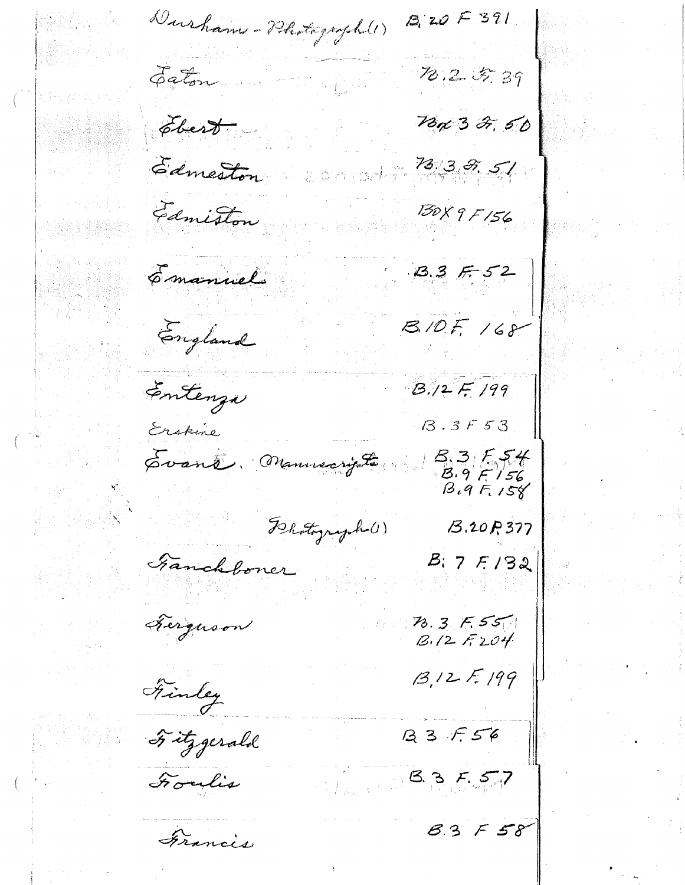| | |
|---|---|
| Durham - Photograph(1) | B. 20 F 391 |
| Eaton | B. 2 F. 39 |
| Ebert | Box 3 F. 50 |
| Edmeston | B. 3 F. 51 |
| Edmiston | BOX 9 F 156 |
| Emanuel | B. 3 F. 52 |
| England | B. 10 F. 168 |
| Entenza | B. 12 F. 199 |
| Erskine | B. 3 F 53 |
| Evans. Manuscripts | B. 3 F. 54 |
| | B. 9 F. 156 |
| | B. 9 F. 158 |
| Photograph(1) | B. 20 F. 377 |
| Fanckboner | B. 7 F. 132 |
| Ferguson | B. 3 F. 55 |
| | B. 12 F. 204 |
| Finley | B. 12 F. 199 |
| Fitzgerald | B. 3 F. 56 |
| Foulis | B. 3 F. 57 |
| Francis | B. 3 F 58 |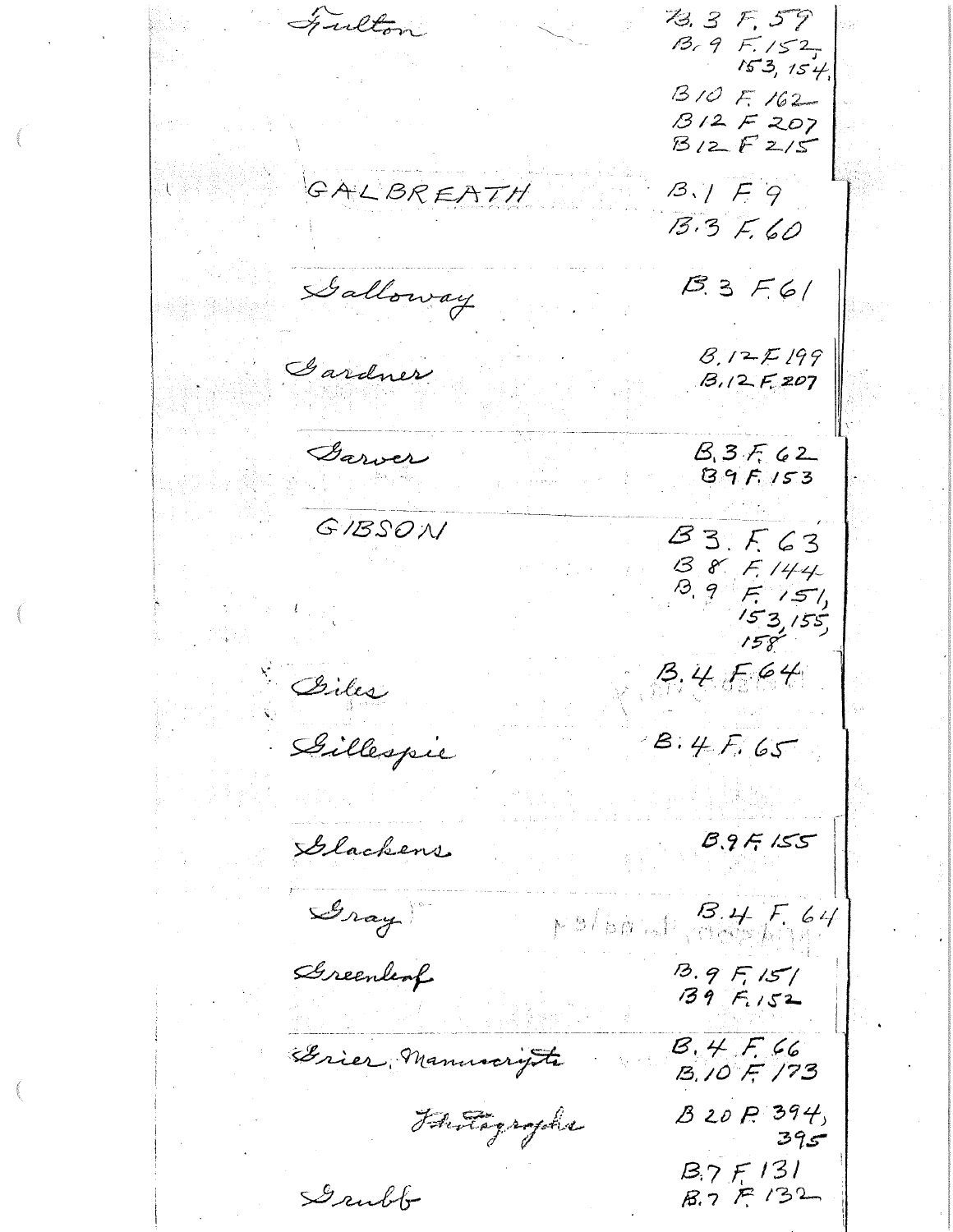| Name | Location |
|---|---|
| Fulton | B.3 F.59<br>B.9 F.152, 153, 154,<br>B.10 F.162<br>B.12 F.207<br>B.12 F.215 |
| GALBREATH | B.1 F.9<br>B.3 F.60 |
| Galloway | B.3 F.61 |
| Gardner | B.12 F.199<br>B.12 F.207 |
| Garver | B.3 F.62<br>B.9 F.153 |
| GIBSON | B.3. F.63<br>B.8 F.144<br>B.9 F.151, 153, 155, 158 |
| Giles | B.4 F.64 |
| Gillespie | B.4 F.65 |
| Glackens | B.9 F.155 |
| Gray | B.4 F.64 |
| Greenleaf | B.9 F.151<br>B.9 F.152 |
| Grier, Manuscripts | B.4 F.66<br>B.10 F.173 |
| Photographs | B.20 P.394, 395 |
| Grubb | B.7 F.131<br>B.7 F.132 |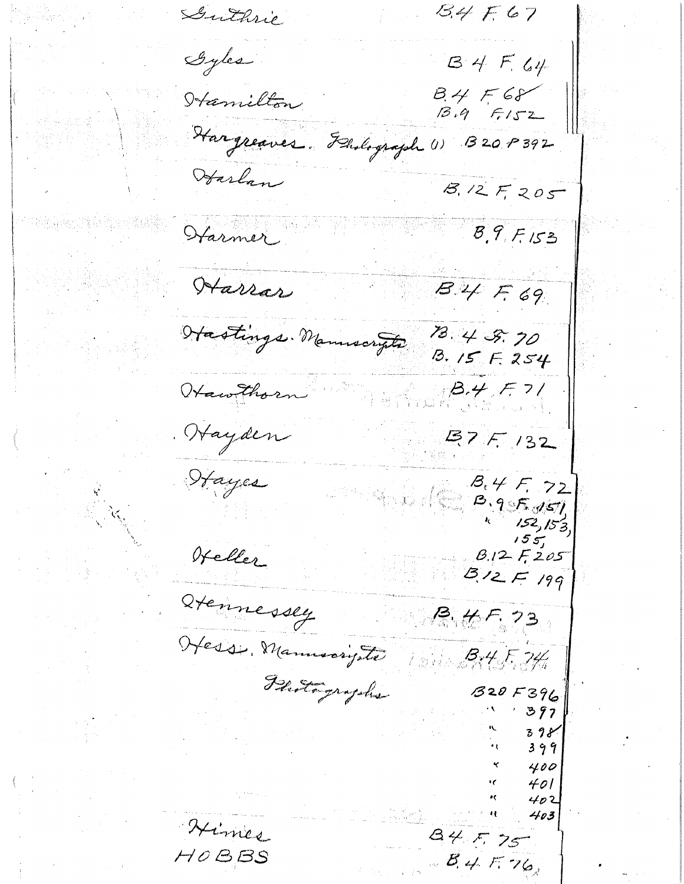| Name | Location |
|---|---|
| Guthrie | B.4 F.67 |
| Gyles | B.4 F.64 |
| Hamilton | B.4 F.68 |
| | B.9 F.152 |
| Hargreaves. Photograph (1) | B.20 P.392 |
| Harlan | B.12 F.205 |
| Harmer | B.9 F.153 |
| Harrar | B.4 F.69 |
| Hastings. Manuscripts | B.4 F.70 |
| | B.15 F.254 |
| Hawthorn | B.4 F.71 |
| Hayden | B.7 F.132 |
| Hayes | B.4 F.72 |
| | B.9 F.151, |
| | " 152, 153, |
| | 155, |
| | B.12 F.205 |
| Heller | B.12 F.199 |
| Hennessey | B.4 F.73 |
| Hess. Manuscripts | B.4 F.74 |
| Photographs | B.20 F.396 |
| | " 397 |
| | " 398 |
| | " 399 |
| | " 400 |
| | " 401 |
| | " 402 |
| | " 403 |
| Himes | B.4 F.75 |
| HOBBS | B.4 F.76 |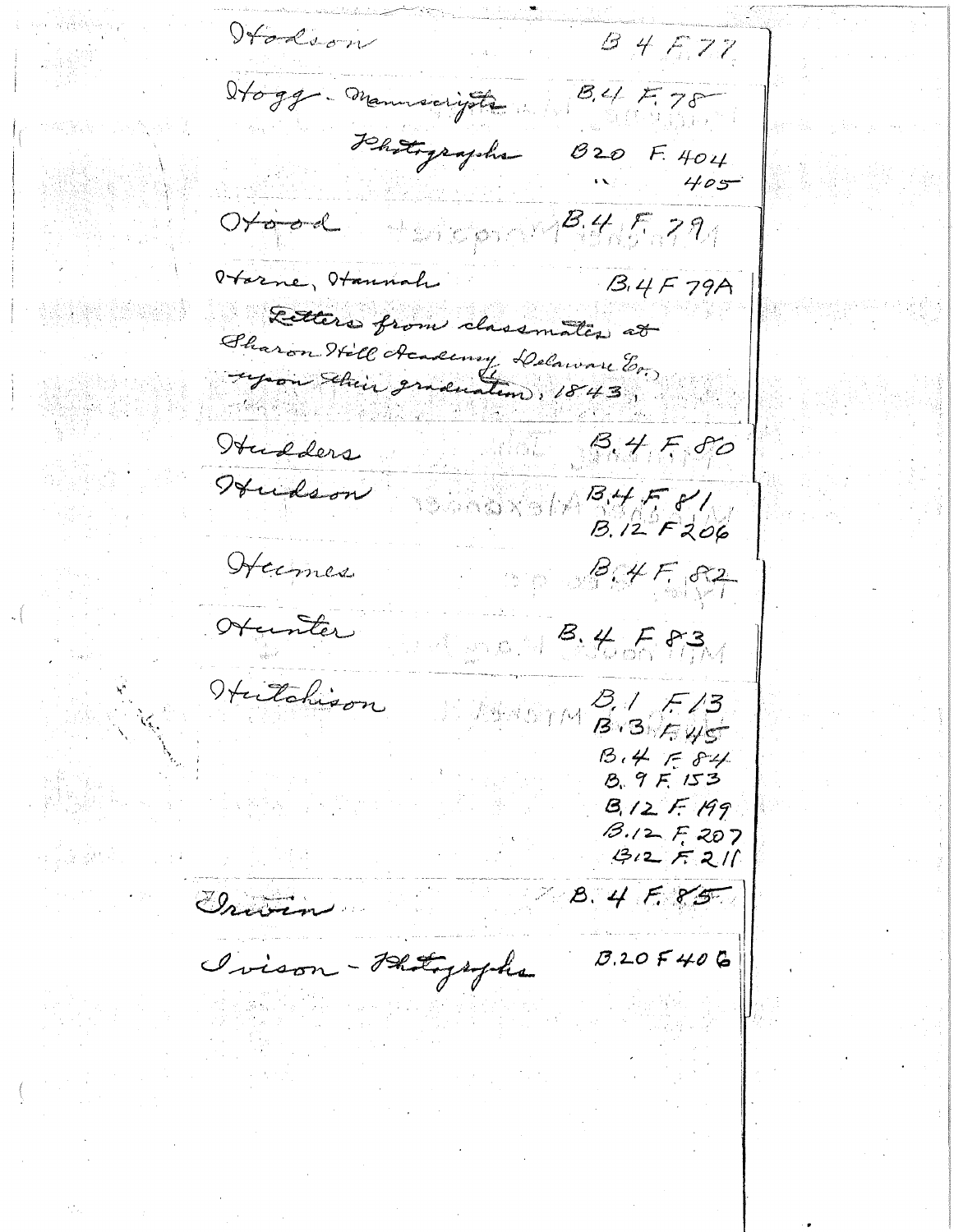| Name | Location |
| --- | --- |
| Hodson | B 4 F 77 |
| Hogg - Manuscripts | B.4 F. 78 |
| Photographs | B20 F. 404 |
| " | 405 |
| Hood | B.4 F. 79 |
| Horne, Hannah | B.4 F 79A |
| Letters from classmates at Sharon Hill Academy, Delaware Co., upon their graduation, 1843. | |
| Hudders | B.4 F. 80 |
| Hudson | B.4 F. 81 |
| | B.12 F 206 |
| Humes | B.4 F. 82 |
| Hunter | B.4 F 83 |
| Hutchison | B.1 F.13 |
| | B.3 F.45 |
| | B.4 F 84 |
| | B. 9 F. 153 |
| | B.12 F. 199 |
| | B.12 F. 207 |
| | B.12 F. 211 |
| Irwin | B. 4 F. 85 |
| Ivison - Photographs | B.20 F 406 |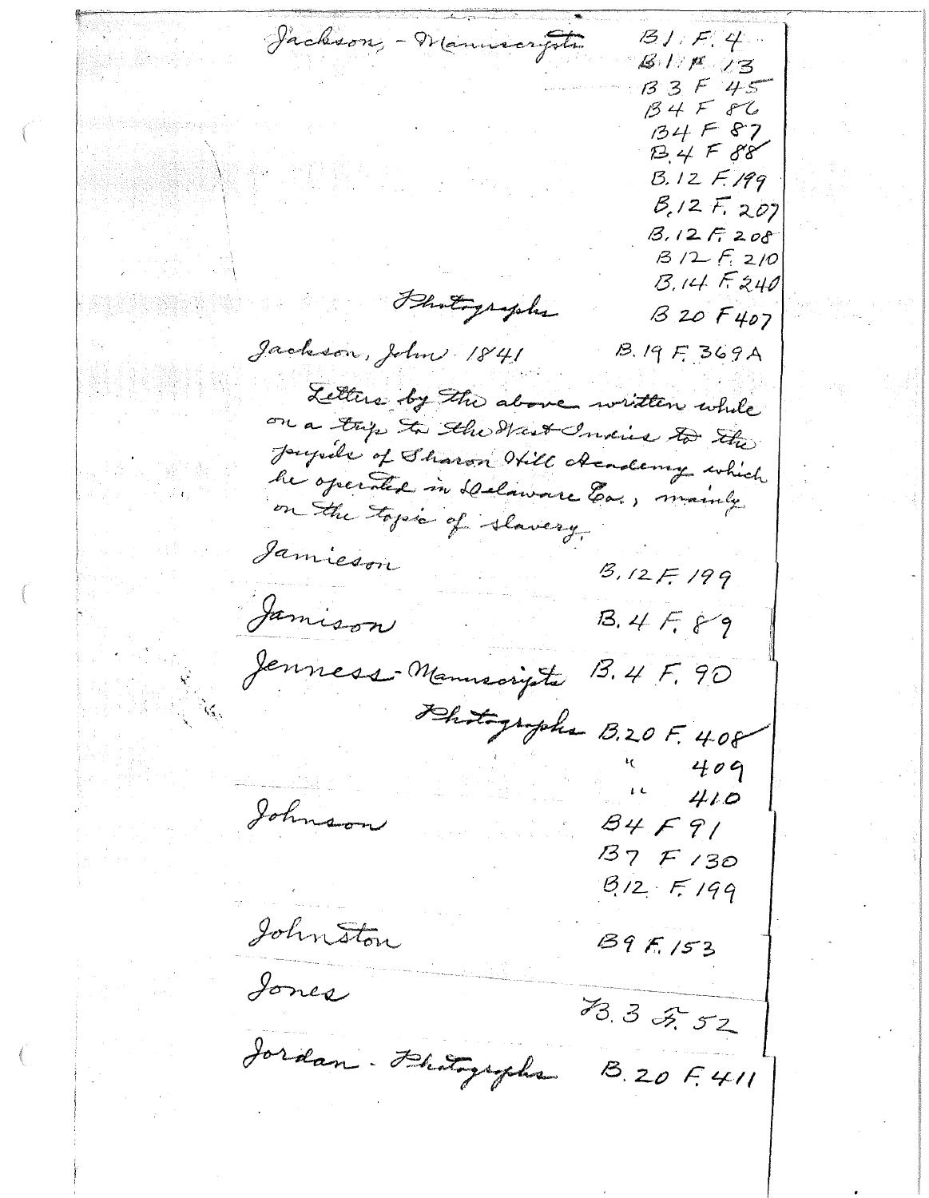Jackson, - Manuscripts B1 F. 4
B1 F 13
B3 F 45
B4 F 86
B4 F 87
B.4 F 88
B.12 F.199
B.12 F. 207
B.12 F. 208
B 12 F. 210
B.14 F.240
Photographs B 20 F 407

Jackson, John 1841 B.19 F. 369A

Letters by the above written while on a trip to the West Indies to the pupils of Sharon Hill Academy which he operated in Delaware Co., mainly on the topic of slavery.

Jamieson B.12 F. 199

Jamison B. 4 F. 89

Jenness - Manuscripts B. 4 F. 90
Photographs B.20 F. 408
" 409
" 410

Johnson B4 F 91
B7 F 130
B12 F. 199

Johnston B9 F. 153

Jones B. 3 F. 52

Jordan - Photographs B. 20 F. 411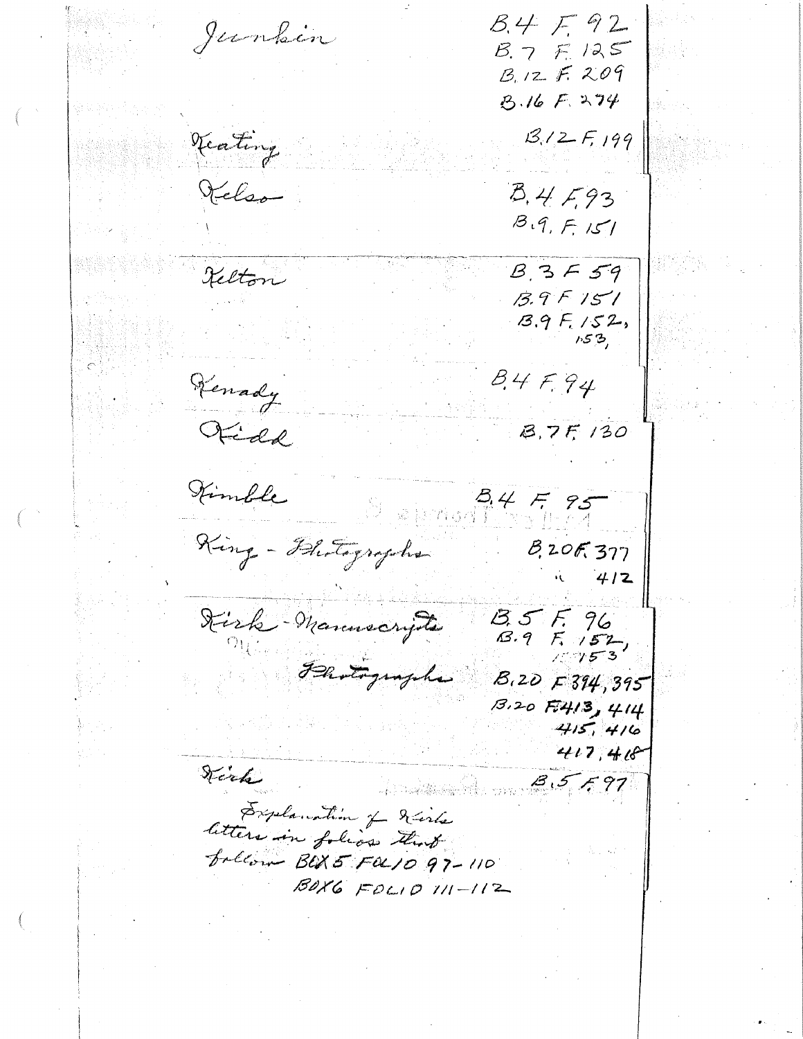| | |
|---|---|
| Jenkin | B.4 F. 92<br>B.7 F. 125<br>B.12 F. 209<br>B.16 F. 274 |
| Keating | B.12 F. 199 |
| Kelso | B.4 F. 93<br>B.9. F. 151 |
| Kelton | B.3 F 59<br>B.9 F 151<br>B.9 F. 152, 153, |
| Kenady | B.4 F. 94 |
| Kidd | B.7 F. 130 |
| Kimble | B.4 F. 95 |
| King - Photographs | B.20 F. 377<br>" 412 |
| Kirk - Manuscripts | B.5 F. 96<br>B.9 F. 152, 153 |
| Photographs | B.20 F 394, 395<br>B.20 F. 413, 414<br>415, 416<br>417, 418 |
| Kirk | B.5 F. 97 |

Explanation of Kirk letters in folios that follow BOX 5 FOLIO 97-110
BOX 6 FOLIO 111-112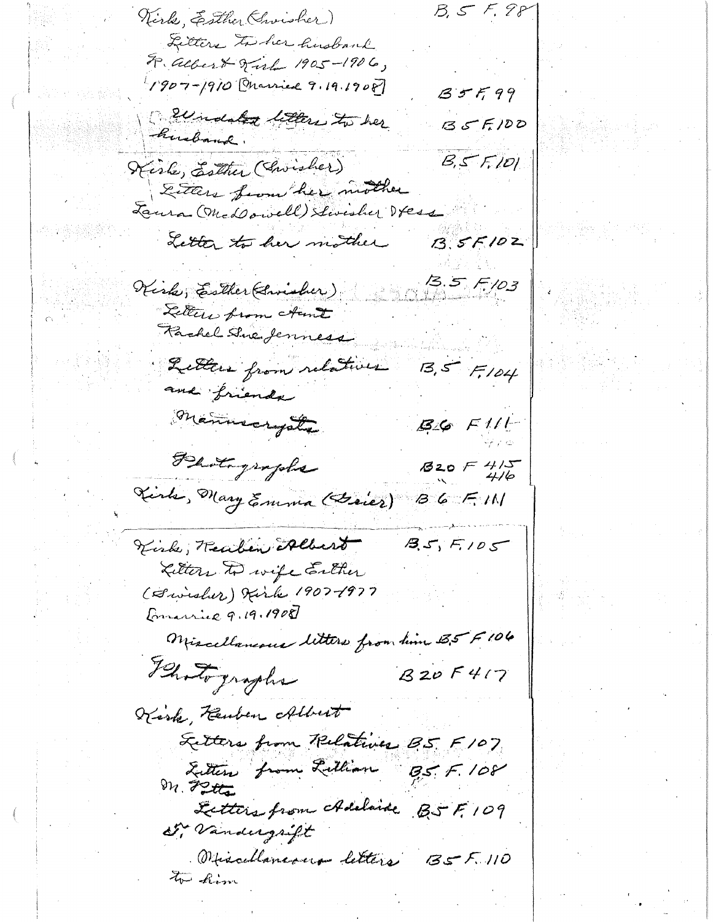Kirk, Esther (Swisher) — B.5 F.98

Letters to her husband R. Albert Kirk 1905–1906, 1907–1910 [married 9.19.1908] — B5 F.99

Undated letters to her husband. — B5 F.100

Kirk, Esther (Swisher) — B.5 F.101

Letters from her mother Laura (McDowell) Swisher Hess

Letter to her mother — B.5 F102

Kirk, Esther (Swisher) — B.5 F.103

Letters from Aunt Rachel Sue Jenness

Letters from relatives and friends — B.5 F.104

Manuscripts — B.6 F.111

Photographs — B20 F 415, 416

Kirk, Mary Emma (Geier) — B 6 F.111

Kirk, Reuben Albert — B.5, F.105

Letters to wife Esther (Swisher) Kirk 1907–1977 [married 9.19.1908]

Miscellaneous letters from him B.5 F.106

Photographs — B20 F417

Kirk, Reuben Albert

Letters from Relatives B.5. F.107

Letters from Lillian M. Potts — B5. F.108

Letters from Adelaide S. Vandergrift — B5 F.109

Miscellaneous letters to him — B5 F.110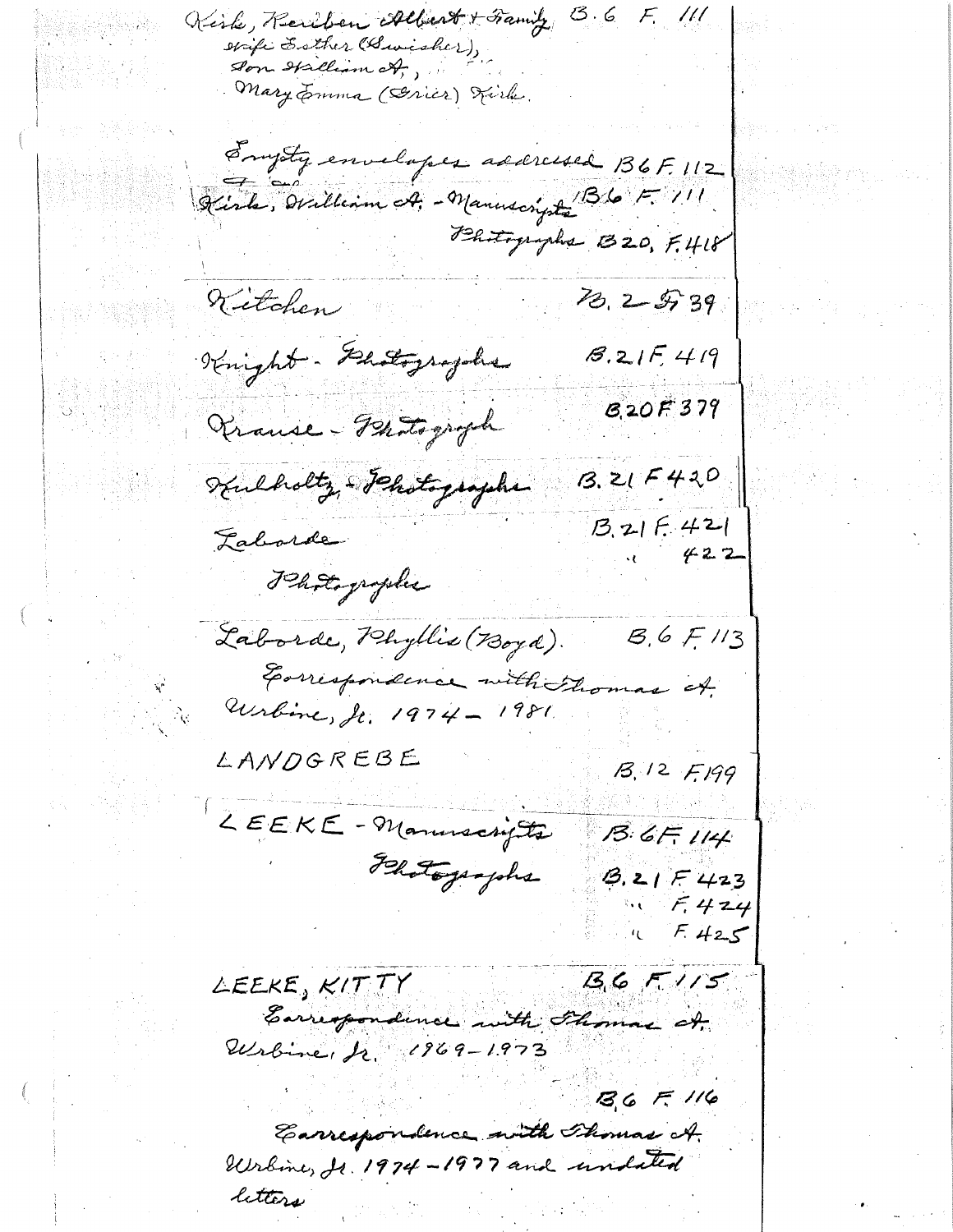Kirk, Reuben Albert + Family B.6 F. 111
Wife Esther (Swisher),
Son William A.,
Mary Emma (Grier) Kirk.

Empty envelopes addressed B6 F. 112

Kirk, William A. - Manuscripts B6 F. 111
Photographs B20, F. 418

Kitchen B. 2 F. 39

Knight - Photographs B. 21 F. 419

Krause - Photograph B. 20 F 379

Kulholtz - Photographs B. 21 F 420

Laborde B. 21 F. 421
Photographs " 422

Laborde, Phyllis (Boyd). B. 6 F. 113
Correspondence with Thomas A. Urbine, Jr. 1974 - 1981.

LANDGREBE B. 12 F. 199

LEEKE - Manuscripts B. 6 F. 114
Photographs B. 21 F. 423
" F. 424
" F. 425

LEEKE, KITTY B. 6 F. 115
Correspondence with Thomas A. Urbine, Jr. 1969 - 1973

B. 6 F. 116
Correspondence with Thomas A. Urbine, Jr. 1974 - 1977 and undated letters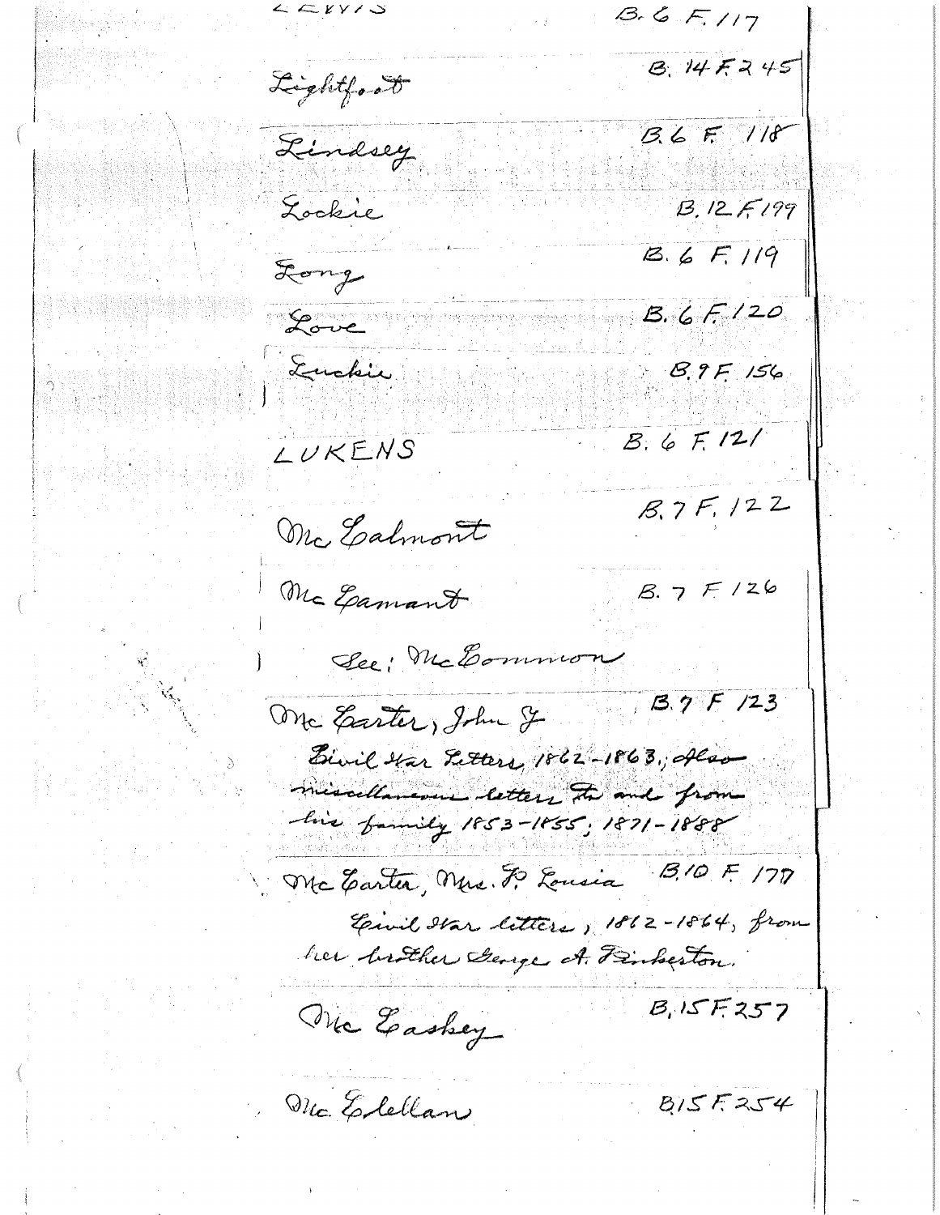| Name | Location |
|---|---|
| Lewis | B. 6 F. 117 |
| Lightfoot | B. 14 F. 245 |
| Lindsey | B. 6 F. 118 |
| Lockie | B. 12 F. 199 |
| Long | B. 6 F. 119 |
| Love | B. 6 F. 120 |
| Luckie | B. 9 F. 156 |
| LUKENS | B. 6 F. 121 |
| Mc Calmont | B. 7 F. 122 |
| Mc Camant | B. 7 F. 126 |

See: McCommon

**Mc Carter, John J** — B. 7 F 123

Civil War Letters, 1862-1863; Also miscellaneous letters to and from his family 1853-1855; 1871-1888

**Mc Carter, Mrs. P. Lousia** — B. 10 F. 177

Civil War letters, 1862-1864, from her brother George A. Pinkerton.

| Name | Location |
|---|---|
| Mc Caskey | B. 15 F. 257 |
| Mc Clellan | B. 15 F. 254 |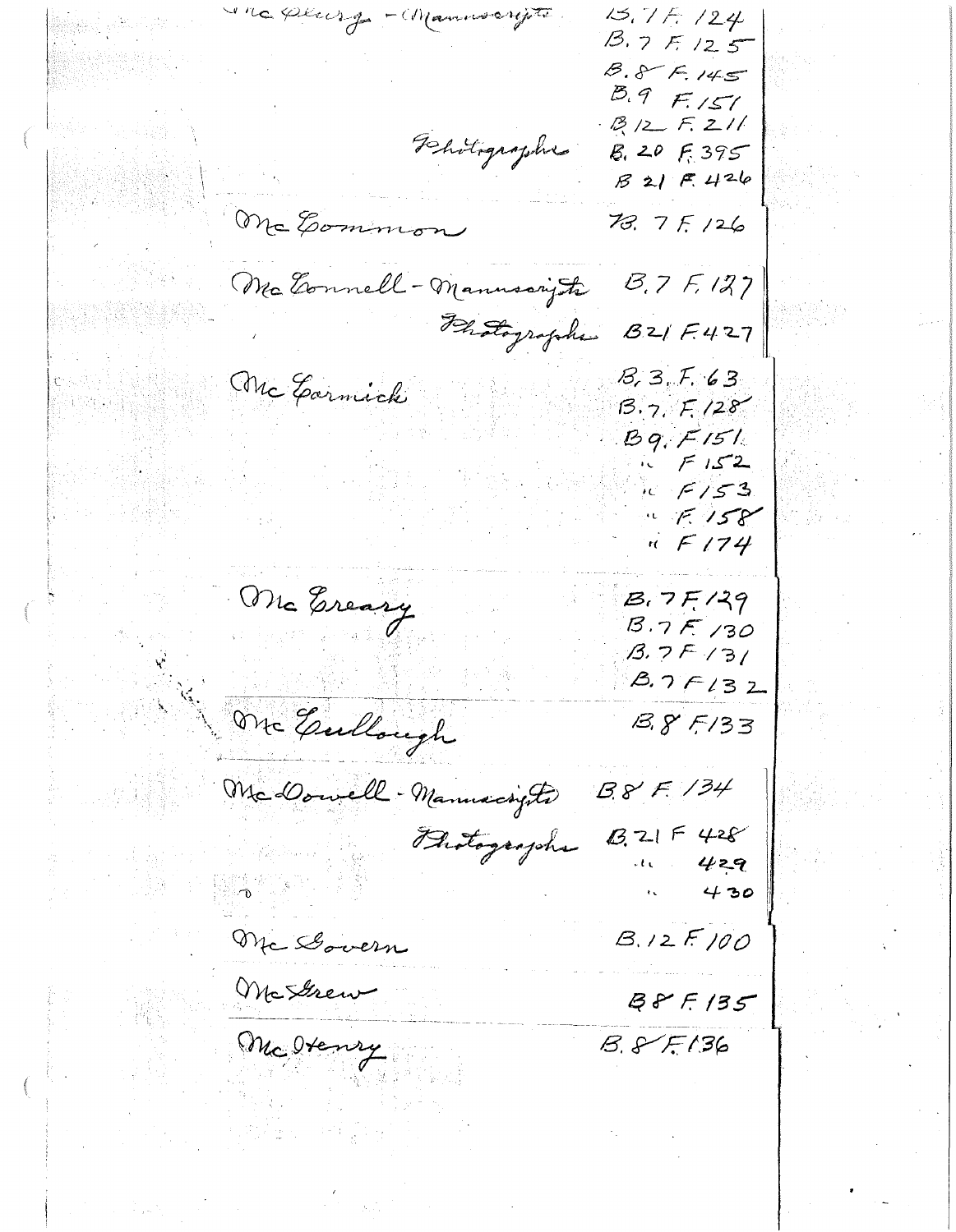| Name | Location |
|---|---|
| McClung - Manuscripts | B.7 F.124 |
| | B.7 F.125 |
| | B.8 F.145 |
| | B.9 F.151 |
| | B.12 F.211 |
| Photographs | B.20 F.395 |
| | B.21 F.426 |
| McCommon | B.7 F.126 |
| McConnell - Manuscripts | B.7 F.127 |
| Photographs | B.21 F.427 |
| McCormick | B.3. F.63 |
| | B.7. F.128 |
| | B.9. F.151 |
| | " F.152 |
| | " F.153 |
| | " F.158 |
| | " F.174 |
| McCreary | B.7 F.129 |
| | B.7 F.130 |
| | B.7 F.131 |
| | B.7 F.132 |
| McCullough | B.8 F.133 |
| McDowell - Manuscripts | B.8 F.134 |
| Photographs | B.21 F.428 |
| | " 429 |
| | " 430 |
| McGovern | B.12 F.100 |
| McGrew | B.8 F.135 |
| McHenry | B.8 F.136 |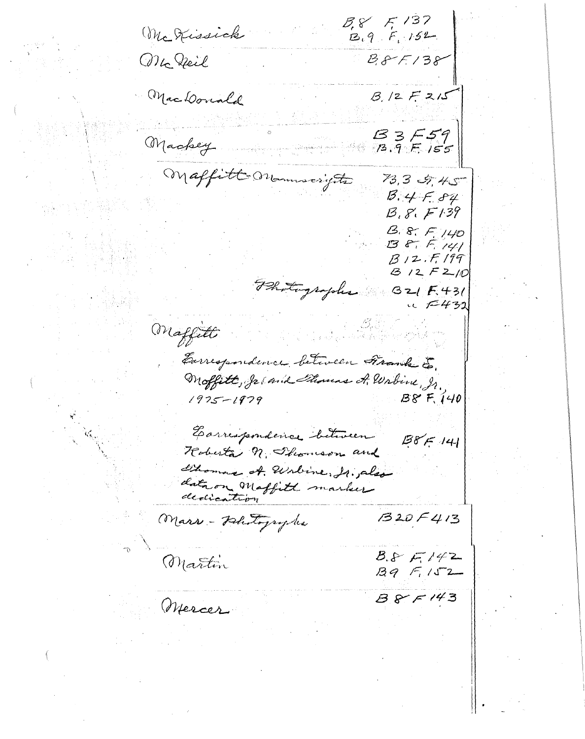McKissick — B.8 F.137, B.9 F.152

McNeil — B.8 F.138

MacDonald — B.12 F.215

Mackey — B.3 F.59, B.9 F.155

Maffitt Manuscripts — B.3 F.45, B.4 F.84, B.8 F.139, B.8 F.140, B.8 F.141, B.12 F.199, B.12 F.210

Photographs — B.21 F.431, " F.432

Maffitt

Correspondence between Frank E. Moffitt, Jr. and Thomas A. Urbine, Jr., 1975–1979 — B.8 F.140

Correspondence between Roberta N. Thomson and Thomas A. Urbine, Jr.; also data on Maffitt marker dedication — B.8 F.141

Marr - Photographs — B.20 F.413

Martin — B.8 F.142, B.9 F.152

Mercer — B.8 F.143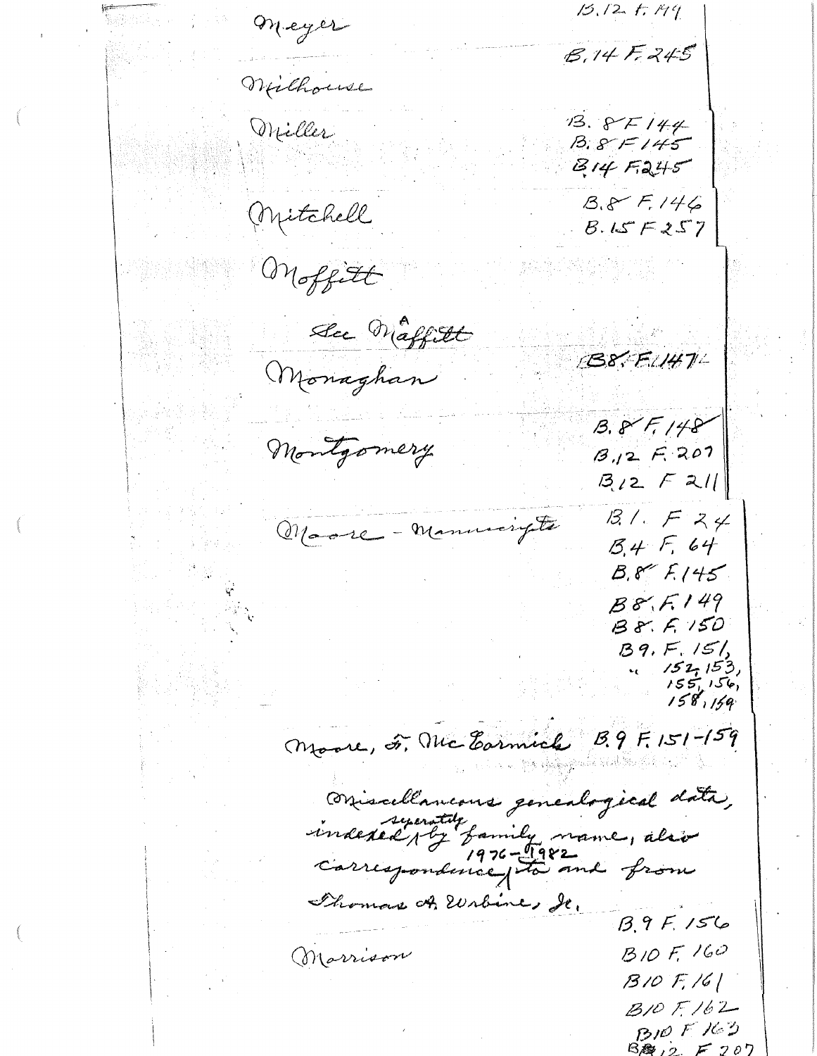| Name | Location |
| --- | --- |
| Meyer | B.12 F.179 |
| | B.14 F.245 |
| Milhouse | |
| Miller | B.8 F.144 |
| | B.8 F.145 |
| | B.14 F.245 |
| Mitchell | B.8 F.146 |
| | B.15 F.257 |
| Moffitt | |
| See Maffitt | |
| Monaghan | B.8 F.147 |
| Montgomery | B.8 F.148 |
| | B.12 F.207 |
| | B.12 F.211 |
| Moore - Manuscripts | B.1. F.24 |
| | B.4 F.64 |
| | B.8 F.145 |
| | B.8 F.149 |
| | B.8 F.150 |
| | B.9 F.151, |
| | " 152, 153, 155, 156, 158, 159 |
| Moore, F. McCormick | B.9 F.151-159 |

Miscellaneous genealogical data, indexed separately by family name, also correspondence 1976-1982 to and from Thomas A. Urbine, Jr.

| Name | Location |
| --- | --- |
| | B.9 F.156 |
| Morrison | B10 F.160 |
| | B10 F.161 |
| | B10 F.162 |
| | B10 F.163 |
| | B12 F.207 |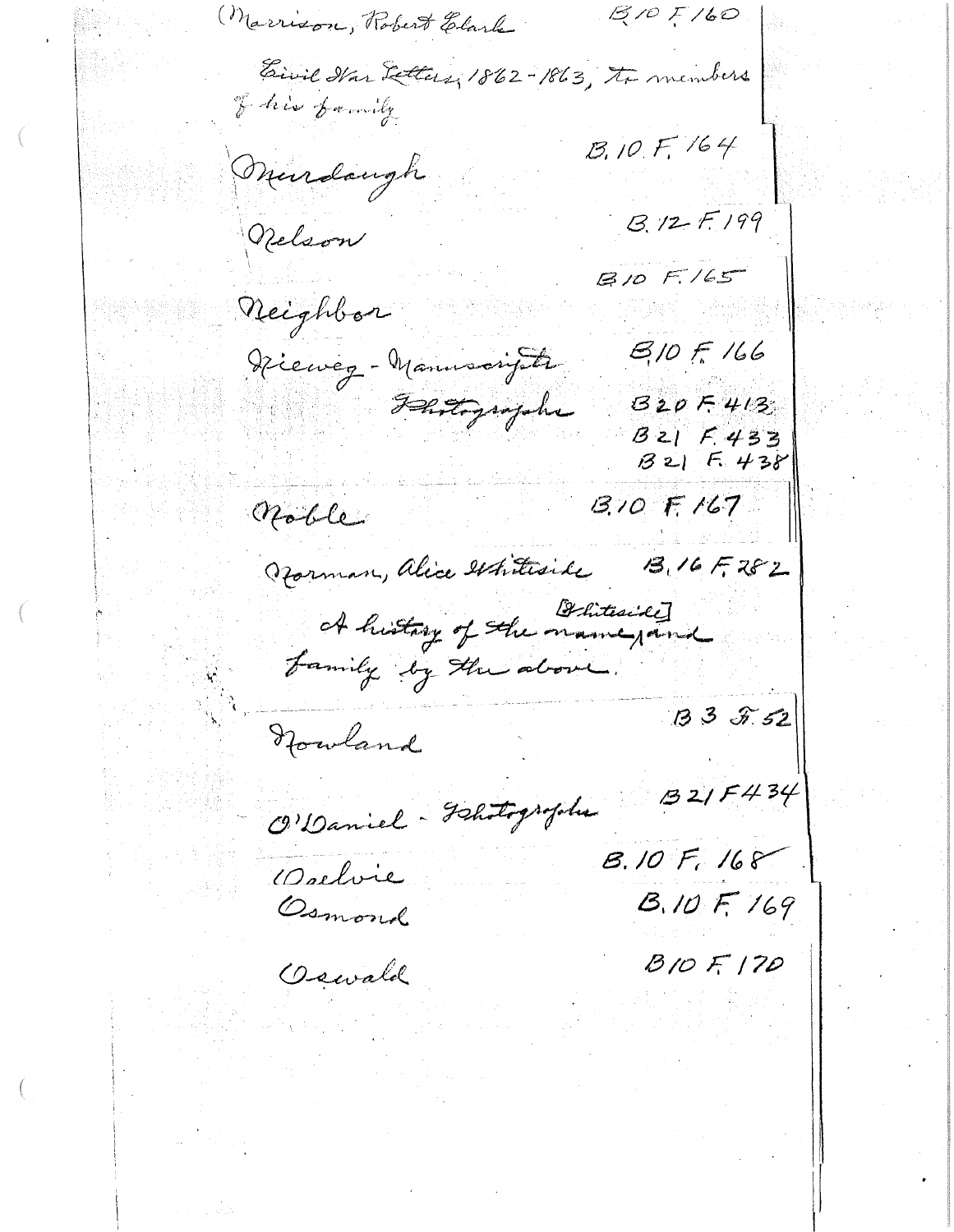Morrison, Robert Clark B 10 F 160

Civil War Letters, 1862-1863, to members of his family

Murdaugh B. 10 F. 164

Nelson B. 12 F. 199

Neighbor B 10 F. 165

Nieweg - Manuscripts B 10 F. 166

Photographs B 20 F. 413
B 21 F. 433
B 21 F. 438

Noble B. 10 F. 167

Norman, Alice Whiteside B. 16 F. 282

A history of the [Whiteside] name and family by the above.

Nowland B 3 F. 52

O'Daniel - Photographs B 21 F 434

Oselvie B. 10 F. 168

Osmond B. 10 F. 169

Oswald B 10 F. 170